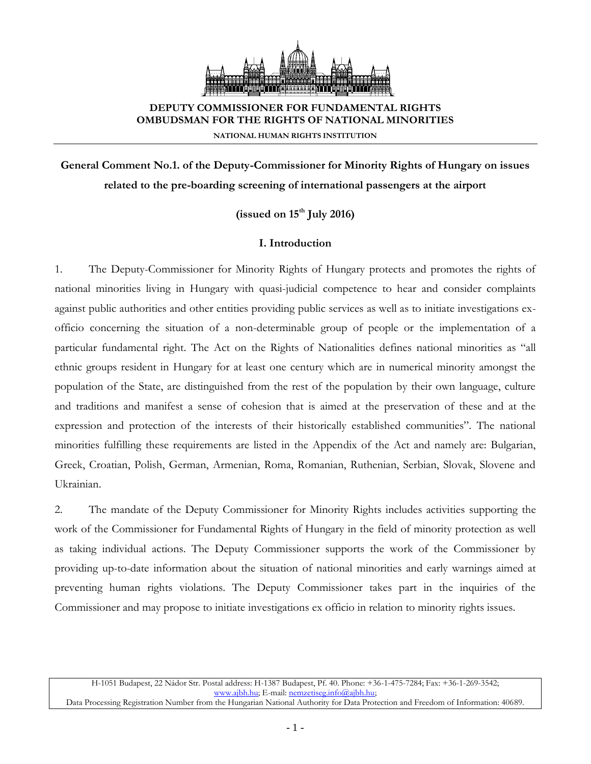**DEPUTY COMMISSIONER FOR FUNDAMENTAL RIGHTS**
**OMBUDSMAN FOR THE RIGHTS OF NATIONAL MINORITIES**

**NATIONAL HUMAN RIGHTS INSTITUTION**

# General Comment No.1. of the Deputy-Commissioner for Minority Rights of Hungary on issues related to the pre-boarding screening of international passengers at the airport

**(issued on 15th July 2016)**

## I. Introduction

1. The Deputy-Commissioner for Minority Rights of Hungary protects and promotes the rights of national minorities living in Hungary with quasi-judicial competence to hear and consider complaints against public authorities and other entities providing public services as well as to initiate investigations ex-officio concerning the situation of a non-determinable group of people or the implementation of a particular fundamental right. The Act on the Rights of Nationalities defines national minorities as "all ethnic groups resident in Hungary for at least one century which are in numerical minority amongst the population of the State, are distinguished from the rest of the population by their own language, culture and traditions and manifest a sense of cohesion that is aimed at the preservation of these and at the expression and protection of the interests of their historically established communities". The national minorities fulfilling these requirements are listed in the Appendix of the Act and namely are: Bulgarian, Greek, Croatian, Polish, German, Armenian, Roma, Romanian, Ruthenian, Serbian, Slovak, Slovene and Ukrainian.

2. The mandate of the Deputy Commissioner for Minority Rights includes activities supporting the work of the Commissioner for Fundamental Rights of Hungary in the field of minority protection as well as taking individual actions. The Deputy Commissioner supports the work of the Commissioner by providing up-to-date information about the situation of national minorities and early warnings aimed at preventing human rights violations. The Deputy Commissioner takes part in the inquiries of the Commissioner and may propose to initiate investigations ex officio in relation to minority rights issues.

H-1051 Budapest, 22 Nádor Str. Postal address: H-1387 Budapest, Pf. 40. Phone: +36-1-475-7284; Fax: +36-1-269-3542; www.ajbh.hu; E-mail: nemzetiseg.info@ajbh.hu;
Data Processing Registration Number from the Hungarian National Authority for Data Protection and Freedom of Information: 40689.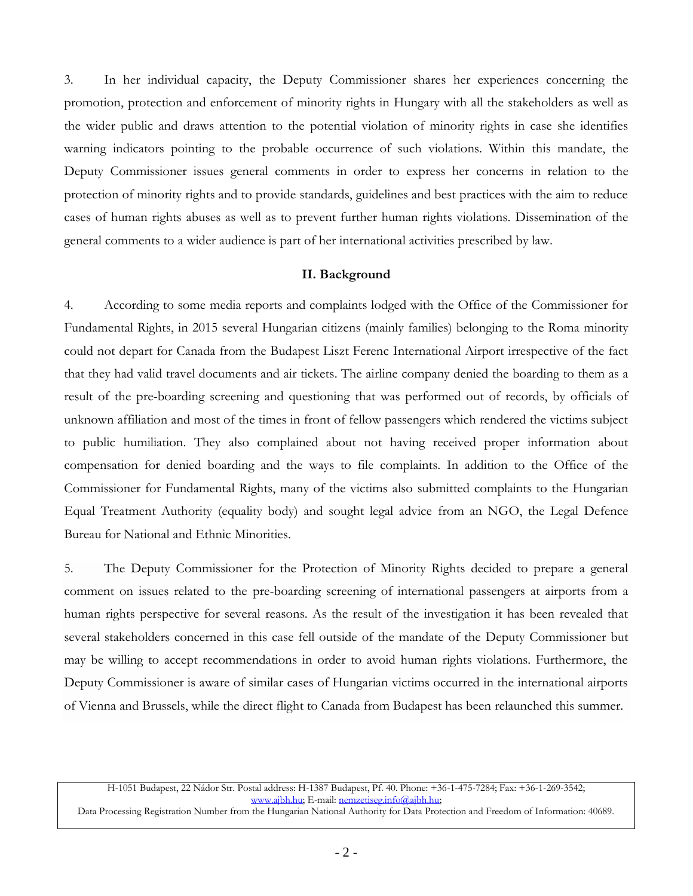3. In her individual capacity, the Deputy Commissioner shares her experiences concerning the promotion, protection and enforcement of minority rights in Hungary with all the stakeholders as well as the wider public and draws attention to the potential violation of minority rights in case she identifies warning indicators pointing to the probable occurrence of such violations. Within this mandate, the Deputy Commissioner issues general comments in order to express her concerns in relation to the protection of minority rights and to provide standards, guidelines and best practices with the aim to reduce cases of human rights abuses as well as to prevent further human rights violations. Dissemination of the general comments to a wider audience is part of her international activities prescribed by law.

## II. Background

4. According to some media reports and complaints lodged with the Office of the Commissioner for Fundamental Rights, in 2015 several Hungarian citizens (mainly families) belonging to the Roma minority could not depart for Canada from the Budapest Liszt Ferenc International Airport irrespective of the fact that they had valid travel documents and air tickets. The airline company denied the boarding to them as a result of the pre-boarding screening and questioning that was performed out of records, by officials of unknown affiliation and most of the times in front of fellow passengers which rendered the victims subject to public humiliation. They also complained about not having received proper information about compensation for denied boarding and the ways to file complaints. In addition to the Office of the Commissioner for Fundamental Rights, many of the victims also submitted complaints to the Hungarian Equal Treatment Authority (equality body) and sought legal advice from an NGO, the Legal Defence Bureau for National and Ethnic Minorities.

5. The Deputy Commissioner for the Protection of Minority Rights decided to prepare a general comment on issues related to the pre-boarding screening of international passengers at airports from a human rights perspective for several reasons. As the result of the investigation it has been revealed that several stakeholders concerned in this case fell outside of the mandate of the Deputy Commissioner but may be willing to accept recommendations in order to avoid human rights violations. Furthermore, the Deputy Commissioner is aware of similar cases of Hungarian victims occurred in the international airports of Vienna and Brussels, while the direct flight to Canada from Budapest has been relaunched this summer.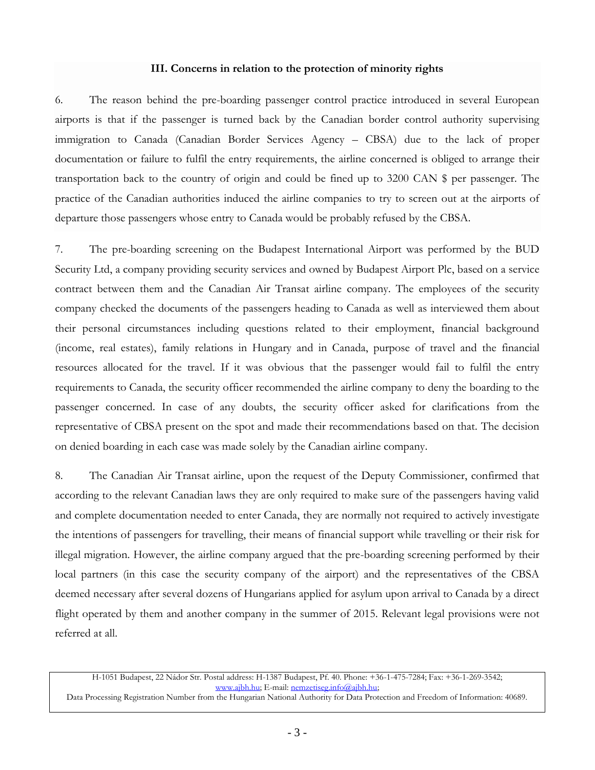### III. Concerns in relation to the protection of minority rights

6. The reason behind the pre-boarding passenger control practice introduced in several European airports is that if the passenger is turned back by the Canadian border control authority supervising immigration to Canada (Canadian Border Services Agency – CBSA) due to the lack of proper documentation or failure to fulfil the entry requirements, the airline concerned is obliged to arrange their transportation back to the country of origin and could be fined up to 3200 CAN $ per passenger. The practice of the Canadian authorities induced the airline companies to try to screen out at the airports of departure those passengers whose entry to Canada would be probably refused by the CBSA.

7. The pre-boarding screening on the Budapest International Airport was performed by the BUD Security Ltd, a company providing security services and owned by Budapest Airport Plc, based on a service contract between them and the Canadian Air Transat airline company. The employees of the security company checked the documents of the passengers heading to Canada as well as interviewed them about their personal circumstances including questions related to their employment, financial background (income, real estates), family relations in Hungary and in Canada, purpose of travel and the financial resources allocated for the travel. If it was obvious that the passenger would fail to fulfil the entry requirements to Canada, the security officer recommended the airline company to deny the boarding to the passenger concerned. In case of any doubts, the security officer asked for clarifications from the representative of CBSA present on the spot and made their recommendations based on that. The decision on denied boarding in each case was made solely by the Canadian airline company.

8. The Canadian Air Transat airline, upon the request of the Deputy Commissioner, confirmed that according to the relevant Canadian laws they are only required to make sure of the passengers having valid and complete documentation needed to enter Canada, they are normally not required to actively investigate the intentions of passengers for travelling, their means of financial support while travelling or their risk for illegal migration. However, the airline company argued that the pre-boarding screening performed by their local partners (in this case the security company of the airport) and the representatives of the CBSA deemed necessary after several dozens of Hungarians applied for asylum upon arrival to Canada by a direct flight operated by them and another company in the summer of 2015. Relevant legal provisions were not referred at all.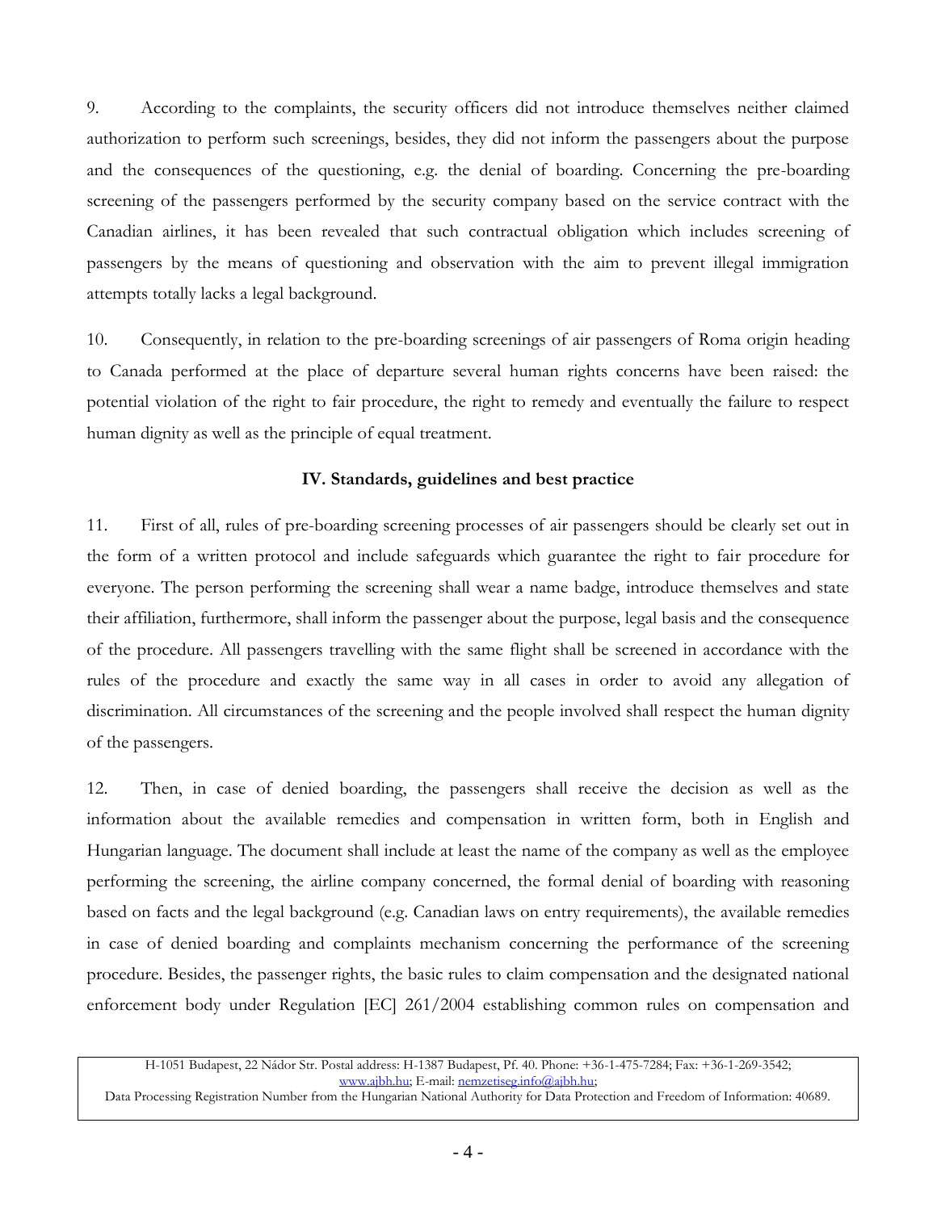9. According to the complaints, the security officers did not introduce themselves neither claimed authorization to perform such screenings, besides, they did not inform the passengers about the purpose and the consequences of the questioning, e.g. the denial of boarding. Concerning the pre-boarding screening of the passengers performed by the security company based on the service contract with the Canadian airlines, it has been revealed that such contractual obligation which includes screening of passengers by the means of questioning and observation with the aim to prevent illegal immigration attempts totally lacks a legal background.

10. Consequently, in relation to the pre-boarding screenings of air passengers of Roma origin heading to Canada performed at the place of departure several human rights concerns have been raised: the potential violation of the right to fair procedure, the right to remedy and eventually the failure to respect human dignity as well as the principle of equal treatment.

## IV. Standards, guidelines and best practice

11. First of all, rules of pre-boarding screening processes of air passengers should be clearly set out in the form of a written protocol and include safeguards which guarantee the right to fair procedure for everyone. The person performing the screening shall wear a name badge, introduce themselves and state their affiliation, furthermore, shall inform the passenger about the purpose, legal basis and the consequence of the procedure. All passengers travelling with the same flight shall be screened in accordance with the rules of the procedure and exactly the same way in all cases in order to avoid any allegation of discrimination. All circumstances of the screening and the people involved shall respect the human dignity of the passengers.

12. Then, in case of denied boarding, the passengers shall receive the decision as well as the information about the available remedies and compensation in written form, both in English and Hungarian language. The document shall include at least the name of the company as well as the employee performing the screening, the airline company concerned, the formal denial of boarding with reasoning based on facts and the legal background (e.g. Canadian laws on entry requirements), the available remedies in case of denied boarding and complaints mechanism concerning the performance of the screening procedure. Besides, the passenger rights, the basic rules to claim compensation and the designated national enforcement body under Regulation [EC] 261/2004 establishing common rules on compensation and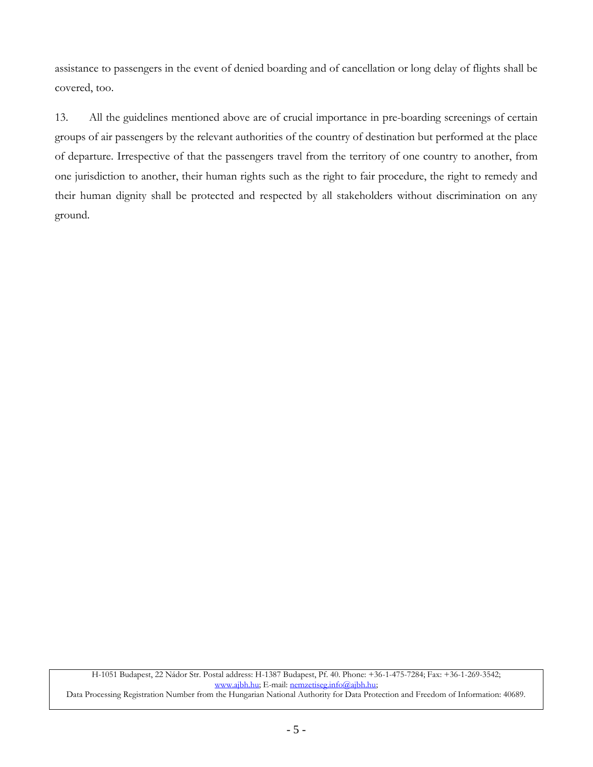assistance to passengers in the event of denied boarding and of cancellation or long delay of flights shall be covered, too.

13. All the guidelines mentioned above are of crucial importance in pre-boarding screenings of certain groups of air passengers by the relevant authorities of the country of destination but performed at the place of departure. Irrespective of that the passengers travel from the territory of one country to another, from one jurisdiction to another, their human rights such as the right to fair procedure, the right to remedy and their human dignity shall be protected and respected by all stakeholders without discrimination on any ground.